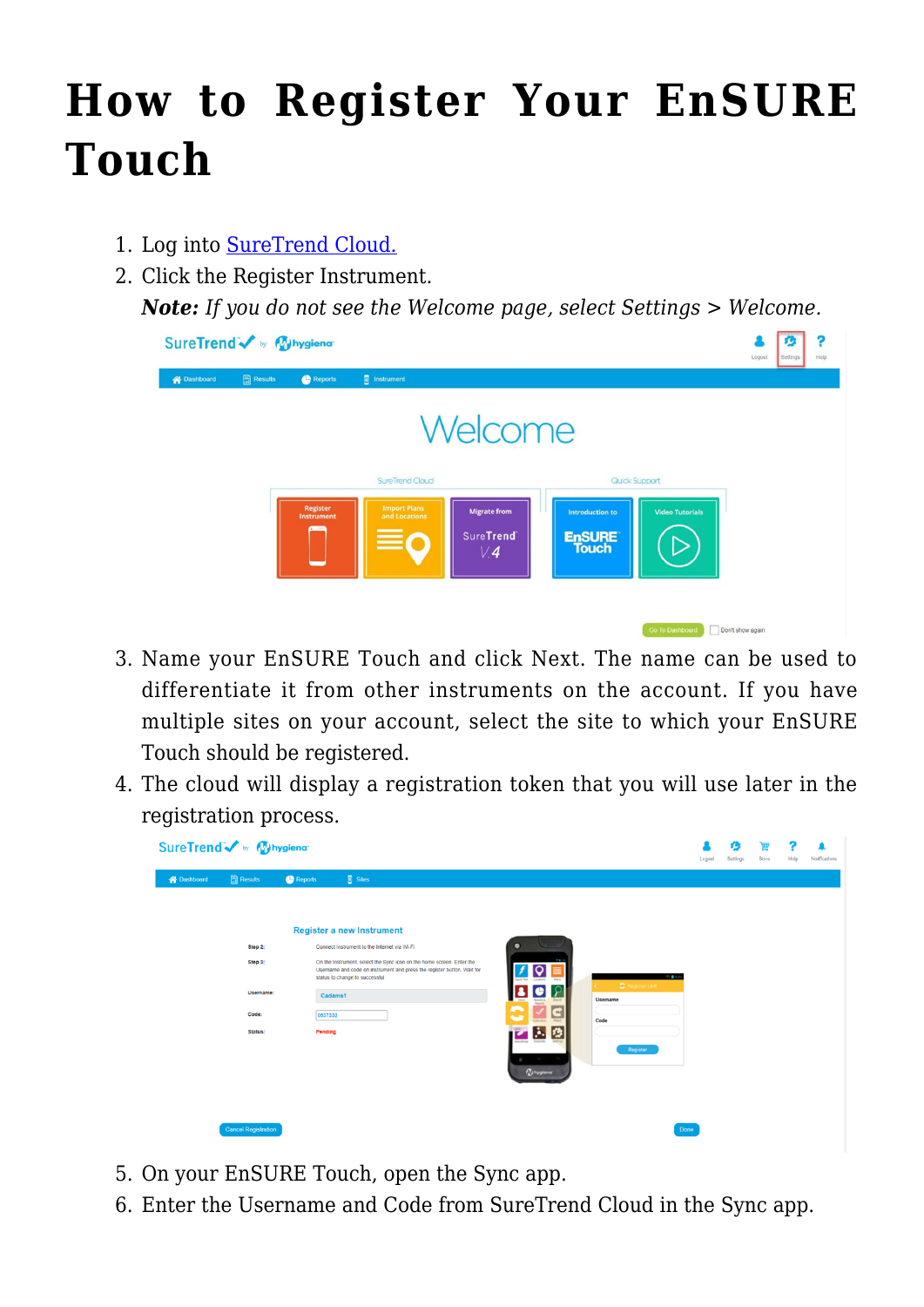# How to Register Your EnSURE Touch

1. Log into SureTrend Cloud.
2. Click the Register Instrument.
   ***Note:*** *If you do not see the Welcome page, select Settings > Welcome.*
3. Name your EnSURE Touch and click Next. The name can be used to differentiate it from other instruments on the account. If you have multiple sites on your account, select the site to which your EnSURE Touch should be registered.
4. The cloud will display a registration token that you will use later in the registration process.
5. On your EnSURE Touch, open the Sync app.
6. Enter the Username and Code from SureTrend Cloud in the Sync app.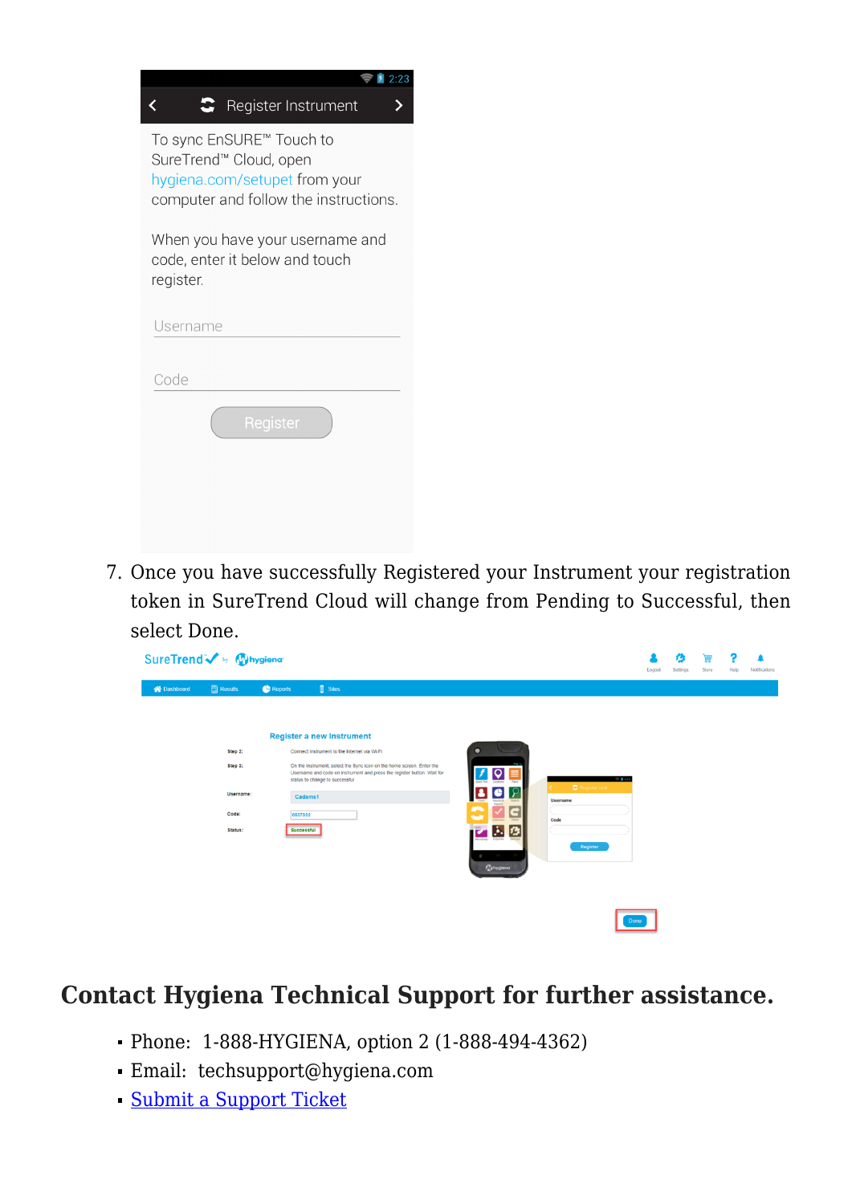7. Once you have successfully Registered your Instrument your registration token in SureTrend Cloud will change from Pending to Successful, then select Done.

## Contact Hygiena Technical Support for further assistance.

- Phone: 1-888-HYGIENA, option 2 (1-888-494-4362)
- Email: techsupport@hygiena.com
- Submit a Support Ticket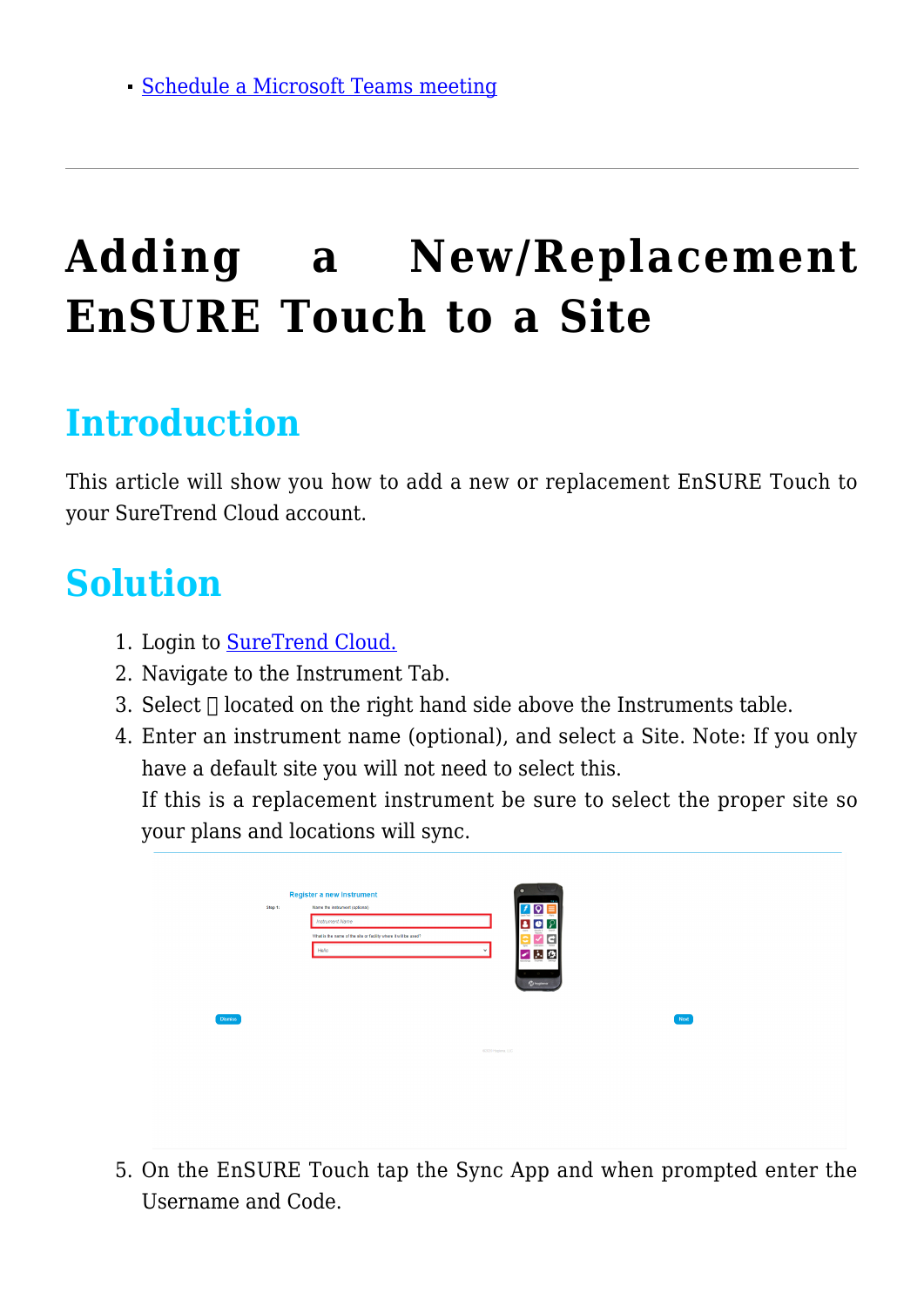- [Schedule a Microsoft Teams meeting]()

---

# Adding a New/Replacement EnSURE Touch to a Site

## Introduction

This article will show you how to add a new or replacement EnSURE Touch to your SureTrend Cloud account.

## Solution

1. Login to [SureTrend Cloud.]()
2. Navigate to the Instrument Tab.
3. Select  located on the right hand side above the Instruments table.
4. Enter an instrument name (optional), and select a Site. Note: If you only have a default site you will not need to select this.
   If this is a replacement instrument be sure to select the proper site so your plans and locations will sync.
5. On the EnSURE Touch tap the Sync App and when prompted enter the Username and Code.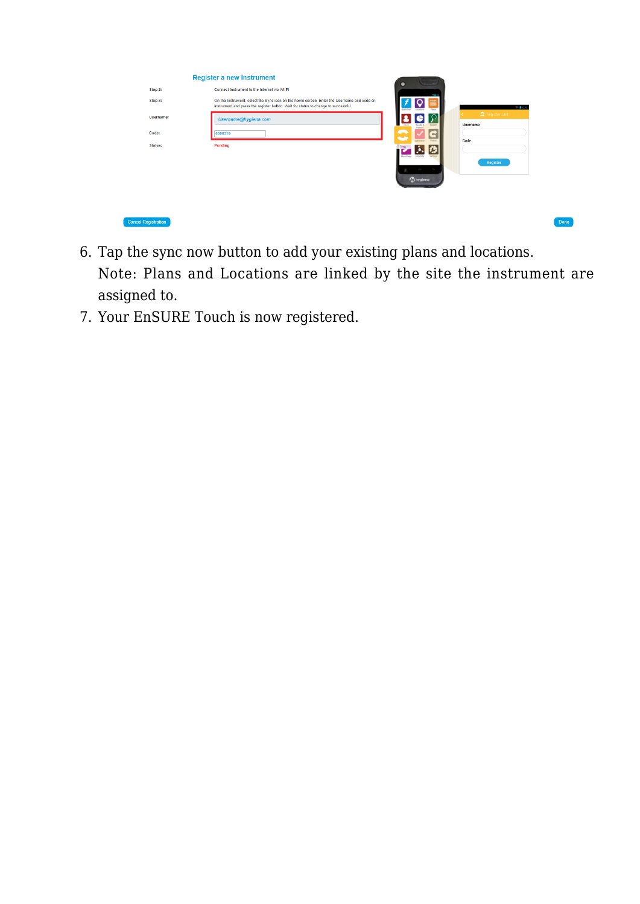6. Tap the sync now button to add your existing plans and locations.
   Note: Plans and Locations are linked by the site the instrument are assigned to.
7. Your EnSURE Touch is now registered.